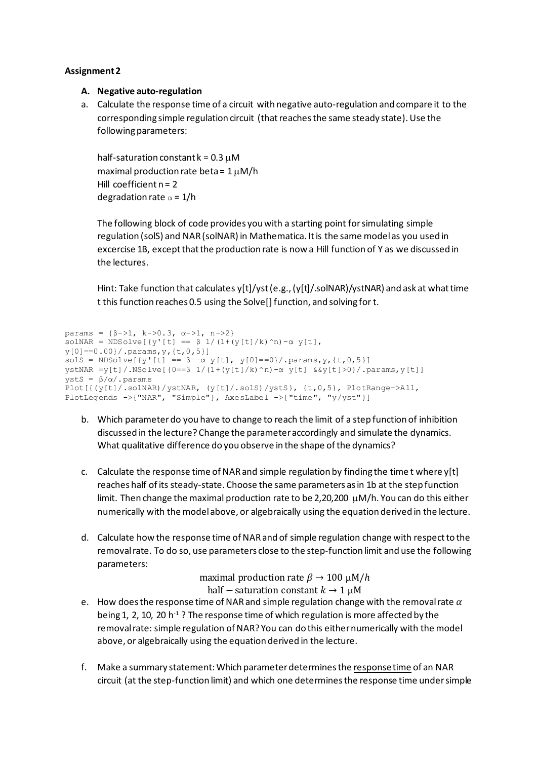**Assignment 2**

**A. Negative auto-regulation**

a. Calculate the response time of a circuit with negative auto-regulation and compare it to the corresponding simple regulation circuit (that reaches the same steady state). Use the following parameters:

half-saturation constant k = 0.3 μM
maximal production rate beta = 1 μM/h
Hill coefficient n = 2
degradation rate α = 1/h

The following block of code provides you with a starting point for simulating simple regulation (solS) and NAR (solNAR) in Mathematica. It is the same model as you used in excercise 1B, except that the production rate is now a Hill function of Y as we discussed in the lectures.

Hint: Take function that calculates y[t]/yst (e.g., (y[t]/.solNAR)/ystNAR) and ask at what time t this function reaches 0.5 using the Solve[] function, and solving for t.

```
params = {β->1, k->0.3, α->1, n->2}
solNAR = NDSolve[{y'[t] == β 1/(1+(y[t]/k)^n)-α y[t],
y[0]==0.00}/.params,y,{t,0,5}]
solS = NDSolve[{y'[t] == β -α y[t], y[0]==0}/.params,y,{t,0,5}]
ystNAR =y[t]/.NSolve[{0==β 1/(1+(y[t]/k)^n)-α y[t] &&y[t]>0}/.params,y[t]]
ystS = β/α/.params
Plot[{(y[t]/.solNAR)/ystNAR, (y[t]/.solS)/ystS}, {t,0,5}, PlotRange->All,
PlotLegends ->{"NAR", "Simple"}, AxesLabel ->{"time", "y/yst"}]
```

b. Which parameter do you have to change to reach the limit of a step function of inhibition discussed in the lecture? Change the parameter accordingly and simulate the dynamics. What qualitative difference do you observe in the shape of the dynamics?

c. Calculate the response time of NAR and simple regulation by finding the time t where y[t] reaches half of its steady-state. Choose the same parameters as in 1b at the step function limit. Then change the maximal production rate to be 2,20,200 μM/h. You can do this either numerically with the model above, or algebraically using the equation derived in the lecture.

d. Calculate how the response time of NAR and of simple regulation change with respect to the removal rate. To do so, use parameters close to the step-function limit and use the following parameters:

$$\text{maximal production rate } \beta \rightarrow 100\ \mu\text{M}/h$$
$$\text{half}-\text{saturation constant } k \rightarrow 1\ \mu\text{M}$$

e. How does the response time of NAR and simple regulation change with the removal rate $\alpha$ being 1, 2, 10, 20 $h^{-1}$ ? The response time of which regulation is more affected by the removal rate: simple regulation of NAR? You can do this either numerically with the model above, or algebraically using the equation derived in the lecture.

f. Make a summary statement: Which parameter determines the <u>response time</u> of an NAR circuit (at the step-function limit) and which one determines the response time under simple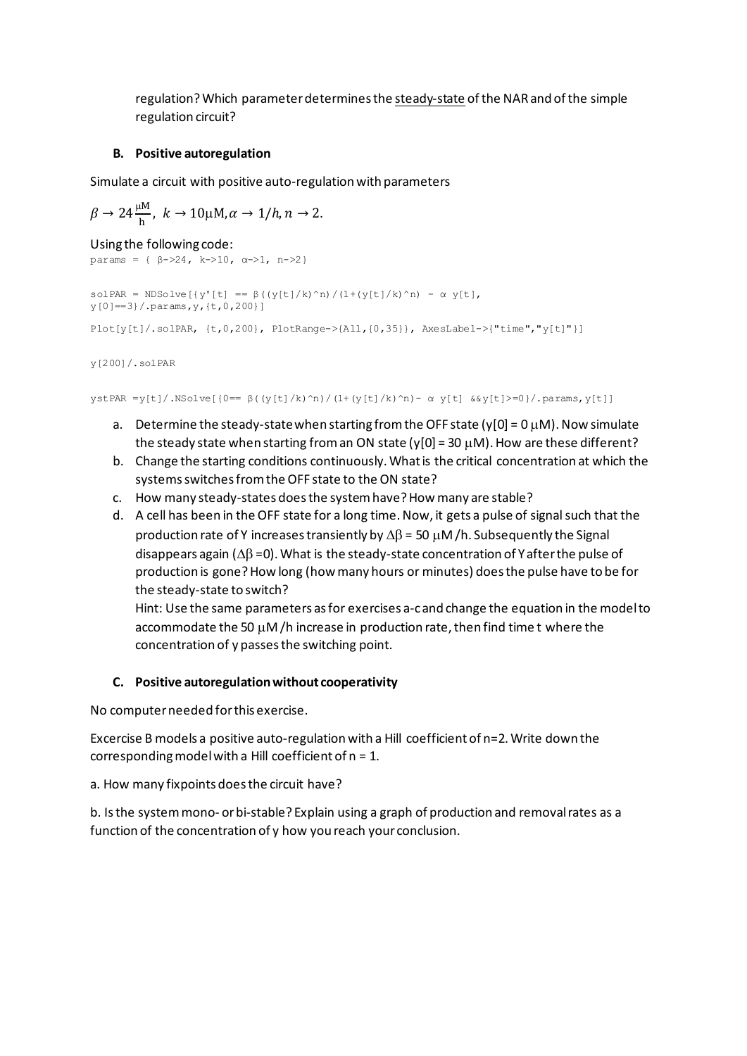regulation? Which parameter determines the steady-state of the NAR and of the simple regulation circuit?

### B. Positive autoregulation

Simulate a circuit with positive auto-regulation with parameters

$$\beta \to 24\frac{\mu M}{h},\ k \to 10\mu M, \alpha \to 1/h, n \to 2.$$

Using the following code:

```
params = { β->24, k->10, α->1, n->2}

solPAR = NDSolve[{y'[t] == β((y[t]/k)^n)/(1+(y[t]/k)^n) - α y[t],
y[0]==3}/.params,y,{t,0,200}]

Plot[y[t]/.solPAR, {t,0,200}, PlotRange->{All,{0,35}}, AxesLabel->{"time","y[t]"}]

y[200]/.solPAR

ystPAR =y[t]/.NSolve[{0== β((y[t]/k)^n)/(1+(y[t]/k)^n)- α y[t] &&y[t]>=0}/.params,y[t]]
```

a. Determine the steady-state when starting from the OFF state (y[0] = 0 $\mu$M). Now simulate the steady state when starting from an ON state (y[0] = 30 $\mu$M). How are these different?

b. Change the starting conditions continuously. What is the critical concentration at which the systems switches from the OFF state to the ON state?

c. How many steady-states does the system have? How many are stable?

d. A cell has been in the OFF state for a long time. Now, it gets a pulse of signal such that the production rate of Y increases transiently by $\Delta\beta$ = 50 $\mu$M/h. Subsequently the Signal disappears again ($\Delta\beta$ =0). What is the steady-state concentration of Y after the pulse of production is gone? How long (how many hours or minutes) does the pulse have to be for the steady-state to switch?
Hint: Use the same parameters as for exercises a-c and change the equation in the model to accommodate the 50 $\mu$M/h increase in production rate, then find time t where the concentration of y passes the switching point.

### C. Positive autoregulation without cooperativity

No computer needed for this exercise.

Excercise B models a positive auto-regulation with a Hill coefficient of n=2. Write down the corresponding model with a Hill coefficient of n = 1.

a. How many fixpoints does the circuit have?

b. Is the system mono- or bi-stable? Explain using a graph of production and removal rates as a function of the concentration of y how you reach your conclusion.